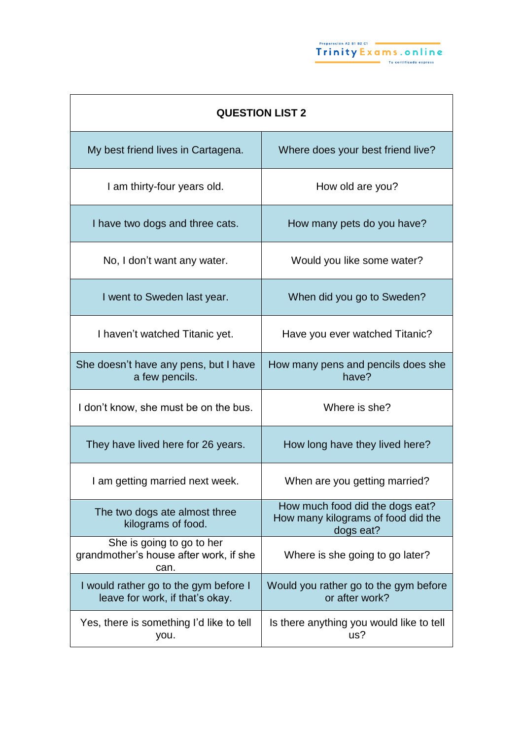| QUESTION LIST 2 | |
|---|---|
| My best friend lives in Cartagena. | Where does your best friend live? |
| I am thirty-four years old. | How old are you? |
| I have two dogs and three cats. | How many pets do you have? |
| No, I don't want any water. | Would you like some water? |
| I went to Sweden last year. | When did you go to Sweden? |
| I haven't watched Titanic yet. | Have you ever watched Titanic? |
| She doesn't have any pens, but I have a few pencils. | How many pens and pencils does she have? |
| I don't know, she must be on the bus. | Where is she? |
| They have lived here for 26 years. | How long have they lived here? |
| I am getting married next week. | When are you getting married? |
| The two dogs ate almost three kilograms of food. | How much food did the dogs eat? How many kilograms of food did the dogs eat? |
| She is going to go to her grandmother's house after work, if she can. | Where is she going to go later? |
| I would rather go to the gym before I leave for work, if that's okay. | Would you rather go to the gym before or after work? |
| Yes, there is something I'd like to tell you. | Is there anything you would like to tell us? |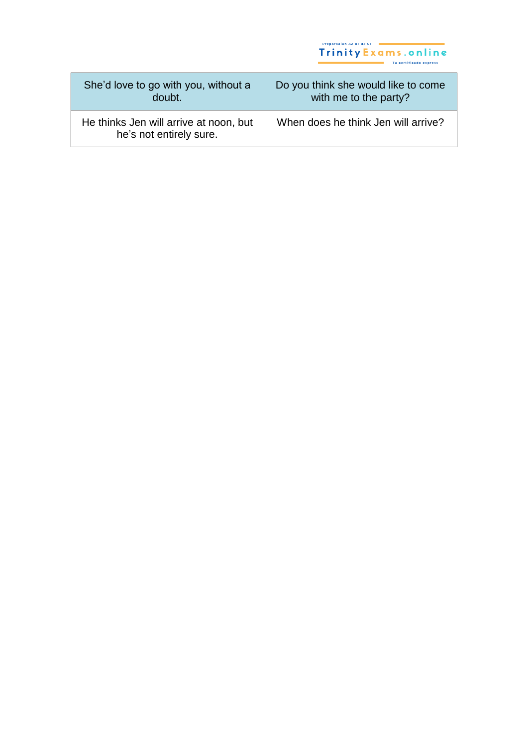| | |
|---|---|
| She'd love to go with you, without a doubt. | Do you think she would like to come with me to the party? |
| He thinks Jen will arrive at noon, but he's not entirely sure. | When does he think Jen will arrive? |